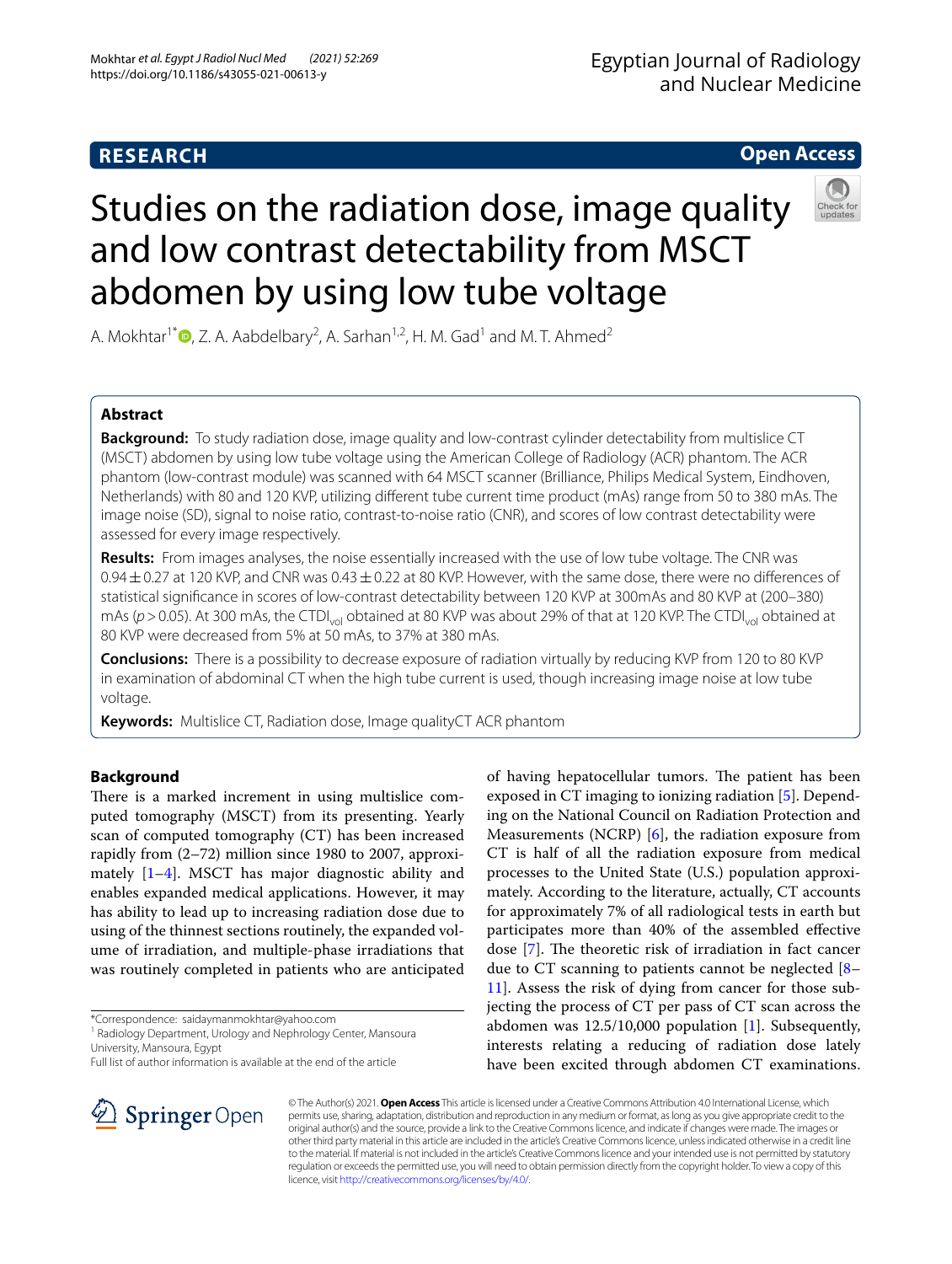RESEARCH

Open Access

# Studies on the radiation dose, image quality and low contrast detectability from MSCT abdomen by using low tube voltage

A. Mokhtar[1*], Z. A. Aabdelbary[2], A. Sarhan[1,2], H. M. Gad[1] and M. T. Ahmed[2]

## Abstract

**Background:** To study radiation dose, image quality and low-contrast cylinder detectability from multislice CT (MSCT) abdomen by using low tube voltage using the American College of Radiology (ACR) phantom. The ACR phantom (low-contrast module) was scanned with 64 MSCT scanner (Brilliance, Philips Medical System, Eindhoven, Netherlands) with 80 and 120 KVP, utilizing different tube current time product (mAs) range from 50 to 380 mAs. The image noise (SD), signal to noise ratio, contrast-to-noise ratio (CNR), and scores of low contrast detectability were assessed for every image respectively.

**Results:** From images analyses, the noise essentially increased with the use of low tube voltage. The CNR was $0.94 \pm 0.27$ at 120 KVP, and CNR was $0.43 \pm 0.22$ at 80 KVP. However, with the same dose, there were no differences of statistical significance in scores of low-contrast detectability between 120 KVP at 300mAs and 80 KVP at (200–380) mAs ($p > 0.05$). At 300 mAs, the $CTDI_{vol}$ obtained at 80 KVP was about 29% of that at 120 KVP. The $CTDI_{vol}$ obtained at 80 KVP were decreased from 5% at 50 mAs, to 37% at 380 mAs.

**Conclusions:** There is a possibility to decrease exposure of radiation virtually by reducing KVP from 120 to 80 KVP in examination of abdominal CT when the high tube current is used, though increasing image noise at low tube voltage.

**Keywords:** Multislice CT, Radiation dose, Image qualityCT ACR phantom

## Background

There is a marked increment in using multislice computed tomography (MSCT) from its presenting. Yearly scan of computed tomography (CT) has been increased rapidly from (2–72) million since 1980 to 2007, approximately [1–4]. MSCT has major diagnostic ability and enables expanded medical applications. However, it may has ability to lead up to increasing radiation dose due to using of the thinnest sections routinely, the expanded volume of irradiation, and multiple-phase irradiations that was routinely completed in patients who are anticipated of having hepatocellular tumors. The patient has been exposed in CT imaging to ionizing radiation [5]. Depending on the National Council on Radiation Protection and Measurements (NCRP) [6], the radiation exposure from CT is half of all the radiation exposure from medical processes to the United State (U.S.) population approximately. According to the literature, actually, CT accounts for approximately 7% of all radiological tests in earth but participates more than 40% of the assembled effective dose [7]. The theoretic risk of irradiation in fact cancer due to CT scanning to patients cannot be neglected [8–11]. Assess the risk of dying from cancer for those subjecting the process of CT per pass of CT scan across the abdomen was 12.5/10,000 population [1]. Subsequently, interests relating a reducing of radiation dose lately have been excited through abdomen CT examinations.

*Correspondence: saidaymanmokhtar@yahoo.com
[1] Radiology Department, Urology and Nephrology Center, Mansoura University, Mansoura, Egypt
Full list of author information is available at the end of the article

© The Author(s) 2021. **Open Access** This article is licensed under a Creative Commons Attribution 4.0 International License, which permits use, sharing, adaptation, distribution and reproduction in any medium or format, as long as you give appropriate credit to the original author(s) and the source, provide a link to the Creative Commons licence, and indicate if changes were made. The images or other third party material in this article are included in the article's Creative Commons licence, unless indicated otherwise in a credit line to the material. If material is not included in the article's Creative Commons licence and your intended use is not permitted by statutory regulation or exceeds the permitted use, you will need to obtain permission directly from the copyright holder. To view a copy of this licence, visit http://creativecommons.org/licenses/by/4.0/.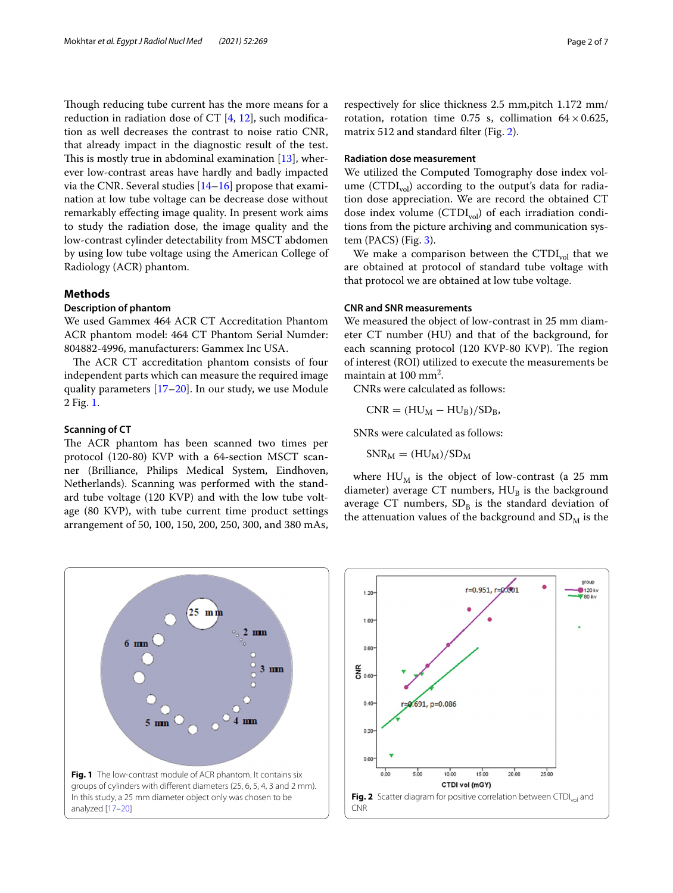Though reducing tube current has the more means for a reduction in radiation dose of CT [4, 12], such modification as well decreases the contrast to noise ratio CNR, that already impact in the diagnostic result of the test. This is mostly true in abdominal examination [13], wherever low-contrast areas have hardly and badly impacted via the CNR. Several studies [14–16] propose that examination at low tube voltage can be decrease dose without remarkably effecting image quality. In present work aims to study the radiation dose, the image quality and the low-contrast cylinder detectability from MSCT abdomen by using low tube voltage using the American College of Radiology (ACR) phantom.

## Methods

### Description of phantom

We used Gammex 464 ACR CT Accreditation Phantom ACR phantom model: 464 CT Phantom Serial Numder: 804882-4996, manufacturers: Gammex Inc USA.

The ACR CT accreditation phantom consists of four independent parts which can measure the required image quality parameters [17–20]. In our study, we use Module 2 Fig. 1.

### Scanning of CT

The ACR phantom has been scanned two times per protocol (120-80) KVP with a 64-section MSCT scanner (Brilliance, Philips Medical System, Eindhoven, Netherlands). Scanning was performed with the standard tube voltage (120 KVP) and with the low tube voltage (80 KVP), with tube current time product settings arrangement of 50, 100, 150, 200, 250, 300, and 380 mAs, respectively for slice thickness 2.5 mm,pitch 1.172 mm/rotation, rotation time 0.75 s, collimation 64 × 0.625, matrix 512 and standard filter (Fig. 2).

### Radiation dose measurement

We utilized the Computed Tomography dose index volume ($CTDI_{vol}$) according to the output's data for radiation dose appreciation. We are record the obtained CT dose index volume ($CTDI_{vol}$) of each irradiation conditions from the picture archiving and communication system (PACS) (Fig. 3).

We make a comparison between the $CTDI_{vol}$ that we are obtained at protocol of standard tube voltage with that protocol we are obtained at low tube voltage.

### CNR and SNR measurements

We measured the object of low-contrast in 25 mm diameter CT number (HU) and that of the background, for each scanning protocol (120 KVP-80 KVP). The region of interest (ROI) utilized to execute the measurements be maintain at 100 $mm^2$.

CNRs were calculated as follows:

$$CNR = (HU_M - HU_B)/SD_B,$$

SNRs were calculated as follows:

$$SNR_M = (HU_M)/SD_M$$

where $HU_M$ is the object of low-contrast (a 25 mm diameter) average CT numbers, $HU_B$ is the background average CT numbers, $SD_B$ is the standard deviation of the attenuation values of the background and $SD_M$ is the

**Fig. 1** The low-contrast module of ACR phantom. It contains six groups of cylinders with different diameters (25, 6, 5, 4, 3 and 2 mm). In this study, a 25 mm diameter object only was chosen to be analyzed [17–20]

**Fig. 2** Scatter diagram for positive correlation between $CTDI_{vol}$ and CNR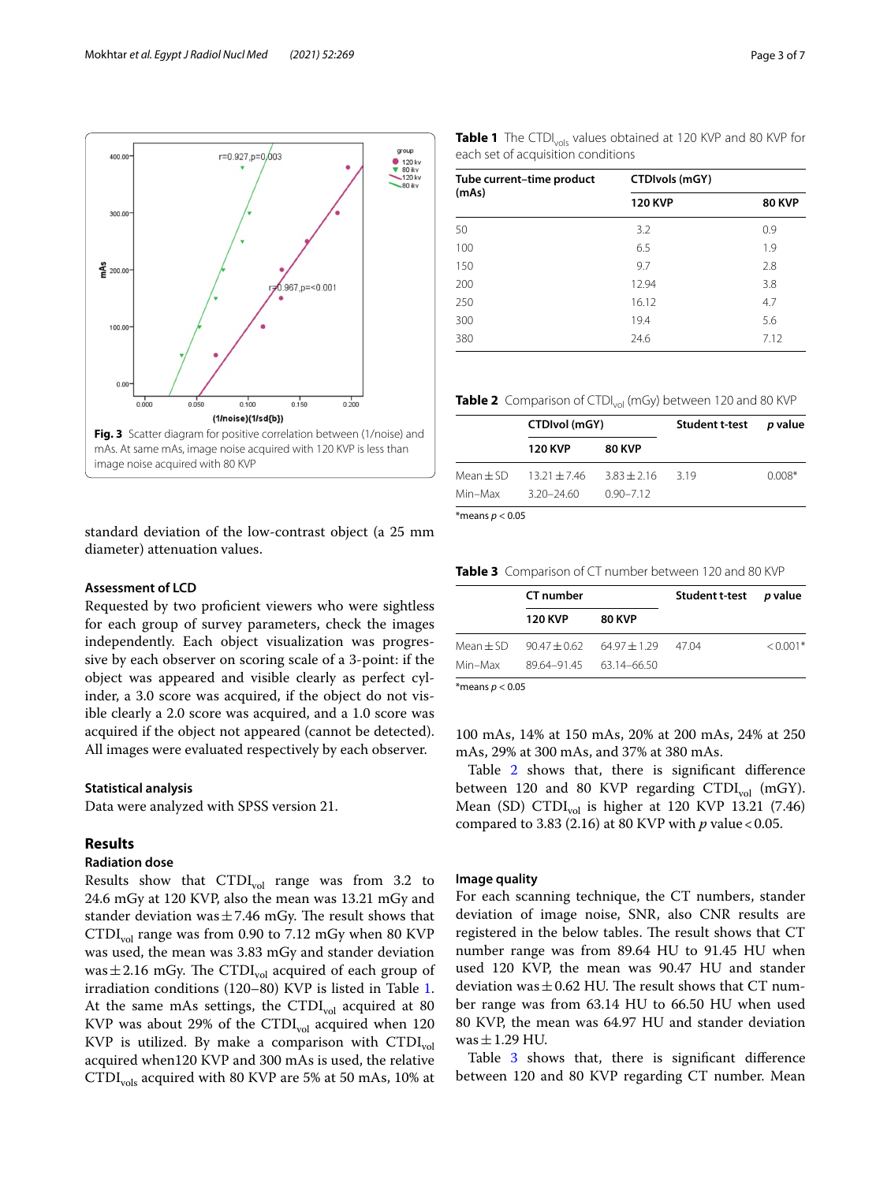Fig. 3 Scatter diagram for positive correlation between (1/noise) and mAs. At same mAs, image noise acquired with 120 KVP is less than image noise acquired with 80 KVP

standard deviation of the low-contrast object (a 25 mm diameter) attenuation values.

### Assessment of LCD

Requested by two proficient viewers who were sightless for each group of survey parameters, check the images independently. Each object visualization was progressive by each observer on scoring scale of a 3-point: if the object was appeared and visible clearly as perfect cylinder, a 3.0 score was acquired, if the object do not visible clearly a 2.0 score was acquired, and a 1.0 score was acquired if the object not appeared (cannot be detected). All images were evaluated respectively by each observer.

### Statistical analysis

Data were analyzed with SPSS version 21.

## Results

### Radiation dose

Results show that $CTDI_{vol}$ range was from 3.2 to 24.6 mGy at 120 KVP, also the mean was 13.21 mGy and stander deviation was ± 7.46 mGy. The result shows that $CTDI_{vol}$ range was from 0.90 to 7.12 mGy when 80 KVP was used, the mean was 3.83 mGy and stander deviation was ± 2.16 mGy. The $CTDI_{vol}$ acquired of each group of irradiation conditions (120–80) KVP is listed in Table 1. At the same mAs settings, the $CTDI_{vol}$ acquired at 80 KVP was about 29% of the $CTDI_{vol}$ acquired when 120 KVP is utilized. By make a comparison with $CTDI_{vol}$ acquired when120 KVP and 300 mAs is used, the relative $CTDI_{vols}$ acquired with 80 KVP are 5% at 50 mAs, 10% at 100 mAs, 14% at 150 mAs, 20% at 200 mAs, 24% at 250 mAs, 29% at 300 mAs, and 37% at 380 mAs.

Table 2 shows that, there is significant difference between 120 and 80 KVP regarding $CTDI_{vol}$ (mGY). Mean (SD) $CTDI_{vol}$ is higher at 120 KVP 13.21 (7.46) compared to 3.83 (2.16) at 80 KVP with $p$ value < 0.05.

**Table 1** The $CTDI_{vols}$ values obtained at 120 KVP and 80 KVP for each set of acquisition conditions

| Tube current–time product (mAs) | CTDIvols (mGY) | |
|---|---|---|
| | 120 KVP | 80 KVP |
| 50 | 3.2 | 0.9 |
| 100 | 6.5 | 1.9 |
| 150 | 9.7 | 2.8 |
| 200 | 12.94 | 3.8 |
| 250 | 16.12 | 4.7 |
| 300 | 19.4 | 5.6 |
| 380 | 24.6 | 7.12 |

**Table 2** Comparison of $CTDI_{vol}$ (mGy) between 120 and 80 KVP

| | CTDIvol (mGY) | | Student t-test | *p* value |
|---|---|---|---|---|
| | 120 KVP | 80 KVP | | |
| Mean ± SD | 13.21 ± 7.46 | 3.83 ± 2.16 | 3.19 | 0.008* |
| Min–Max | 3.20–24.60 | 0.90–7.12 | | |

*means $p < 0.05$

**Table 3** Comparison of CT number between 120 and 80 KVP

| | CT number | | Student t-test | *p* value |
|---|---|---|---|---|
| | 120 KVP | 80 KVP | | |
| Mean ± SD | 90.47 ± 0.62 | 64.97 ± 1.29 | 47.04 | < 0.001* |
| Min–Max | 89.64–91.45 | 63.14–66.50 | | |

*means $p < 0.05$

### Image quality

For each scanning technique, the CT numbers, stander deviation of image noise, SNR, also CNR results are registered in the below tables. The result shows that CT number range was from 89.64 HU to 91.45 HU when used 120 KVP, the mean was 90.47 HU and stander deviation was ± 0.62 HU. The result shows that CT number range was from 63.14 HU to 66.50 HU when used 80 KVP, the mean was 64.97 HU and stander deviation was ± 1.29 HU.

Table 3 shows that, there is significant difference between 120 and 80 KVP regarding CT number. Mean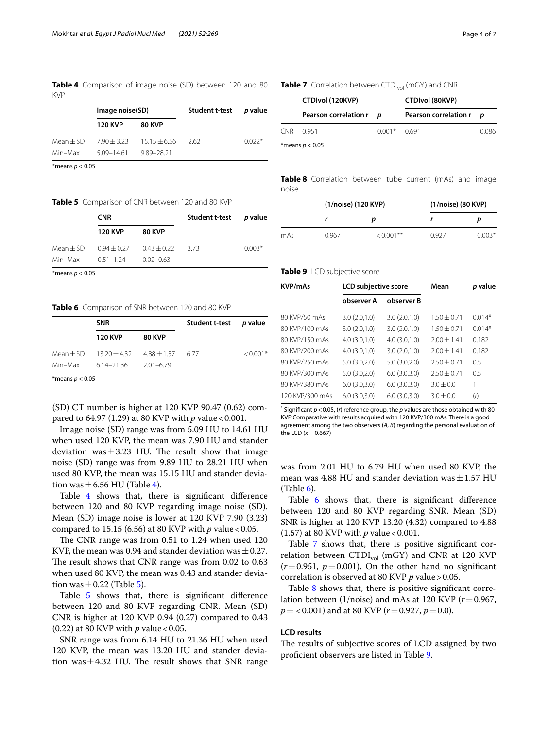**Table 4** Comparison of image noise (SD) between 120 and 80 KVP

| | Image noise(SD) | | Student t-test | *p* value |
|---|---|---|---|---|
| | **120 KVP** | **80 KVP** | | |
| Mean ± SD | 7.90 ± 3.23 | 15.15 ± 6.56 | 2.62 | 0.022* |
| Min–Max | 5.09–14.61 | 9.89–28.21 | | |

*means $p < 0.05$

**Table 5** Comparison of CNR between 120 and 80 KVP

| | CNR | | Student t-test | *p* value |
|---|---|---|---|---|
| | **120 KVP** | **80 KVP** | | |
| Mean ± SD | 0.94 ± 0.27 | 0.43 ± 0.22 | 3.73 | 0.003* |
| Min–Max | 0.51–1.24 | 0.02–0.63 | | |

*means $p < 0.05$

**Table 6** Comparison of SNR between 120 and 80 KVP

| | SNR | | Student t-test | *p* value |
|---|---|---|---|---|
| | **120 KVP** | **80 KVP** | | |
| Mean ± SD | 13.20 ± 4.32 | 4.88 ± 1.57 | 6.77 | < 0.001* |
| Min–Max | 6.14–21.36 | 2.01–6.79 | | |

*means $p < 0.05$

(SD) CT number is higher at 120 KVP 90.47 (0.62) compared to 64.97 (1.29) at 80 KVP with *p* value < 0.001.

Image noise (SD) range was from 5.09 HU to 14.61 HU when used 120 KVP, the mean was 7.90 HU and stander deviation was ± 3.23 HU. The result show that image noise (SD) range was from 9.89 HU to 28.21 HU when used 80 KVP, the mean was 15.15 HU and stander deviation was ± 6.56 HU (Table 4).

Table 4 shows that, there is significant difference between 120 and 80 KVP regarding image noise (SD). Mean (SD) image noise is lower at 120 KVP 7.90 (3.23) compared to 15.15 (6.56) at 80 KVP with *p* value < 0.05.

The CNR range was from 0.51 to 1.24 when used 120 KVP, the mean was 0.94 and stander deviation was ± 0.27. The result shows that CNR range was from 0.02 to 0.63 when used 80 KVP, the mean was 0.43 and stander deviation was ± 0.22 (Table 5).

Table 5 shows that, there is significant difference between 120 and 80 KVP regarding CNR. Mean (SD) CNR is higher at 120 KVP 0.94 (0.27) compared to 0.43 (0.22) at 80 KVP with *p* value < 0.05.

SNR range was from 6.14 HU to 21.36 HU when used 120 KVP, the mean was 13.20 HU and stander deviation was ± 4.32 HU. The result shows that SNR range was from 2.01 HU to 6.79 HU when used 80 KVP, the mean was 4.88 HU and stander deviation was ± 1.57 HU (Table 6).

Table 6 shows that, there is significant difference between 120 and 80 KVP regarding SNR. Mean (SD) SNR is higher at 120 KVP 13.20 (4.32) compared to 4.88 (1.57) at 80 KVP with *p* value < 0.001.

Table 7 shows that, there is positive significant correlation between $CTDI_{vol}$ (mGY) and CNR at 120 KVP ($r = 0.951$, $p = 0.001$). On the other hand no significant correlation is observed at 80 KVP *p* value > 0.05.

Table 8 shows that, there is positive significant correlation between (1/noise) and mAs at 120 KVP ($r = 0.967$, $p = < 0.001$) and at 80 KVP ($r = 0.927$, $p = 0.0$).

**Table 7** Correlation between $CTDI_{vol}$ (mGY) and CNR

| | CTDIvol (120KVP) | | CTDIvol (80KVP) | |
|---|---|---|---|---|
| | **Pearson correlation r** | ***p*** | **Pearson correlation r** | ***p*** |
| CNR | 0.951 | 0.001* | 0.691 | 0.086 |

*means $p < 0.05$

**Table 8** Correlation between tube current (mAs) and image noise

| | (1/noise) (120 KVP) | | (1/noise) (80 KVP) | |
|---|---|---|---|---|
| | ***r*** | ***p*** | ***r*** | ***p*** |
| mAs | 0.967 | < 0.001** | 0.927 | 0.003* |

**Table 9** LCD subjective score

| KVP/mAs | LCD subjective score | | Mean | *p* value |
|---|---|---|---|---|
| | **observer A** | **observer B** | | |
| 80 KVP/50 mAs | 3.0 (2.0,1.0) | 3.0 (2.0,1.0) | 1.50 ± 0.71 | 0.014* |
| 80 KVP/100 mAs | 3.0 (2.0,1.0) | 3.0 (2.0,1.0) | 1.50 ± 0.71 | 0.014* |
| 80 KVP/150 mAs | 4.0 (3.0,1.0) | 4.0 (3.0,1.0) | 2.00 ± 1.41 | 0.182 |
| 80 KVP/200 mAs | 4.0 (3.0,1.0) | 3.0 (2.0,1.0) | 2.00 ± 1.41 | 0.182 |
| 80 KVP/250 mAs | 5.0 (3.0,2.0) | 5.0 (3.0,2.0) | 2.50 ± 0.71 | 0.5 |
| 80 KVP/300 mAs | 5.0 (3.0,2.0) | 6.0 (3.0,3.0) | 2.50 ± 0.71 | 0.5 |
| 80 KVP/380 mAs | 6.0 (3.0,3.0) | 6.0 (3.0,3.0) | 3.0 ± 0.0 | 1 |
| 120 KVP/300 mAs | 6.0 (3.0,3.0) | 6.0 (3.0,3.0) | 3.0 ± 0.0 | (r) |

* Significant $p < 0.05$, (*r*) reference group, the *p* values are those obtained with 80 KVP Comparative with results acquired with 120 KVP/300 mAs. There is a good agreement among the two observers (*A*, *B*) regarding the personal evaluation of the LCD ($\kappa = 0.667$)

## LCD results

The results of subjective scores of LCD assigned by two proficient observers are listed in Table 9.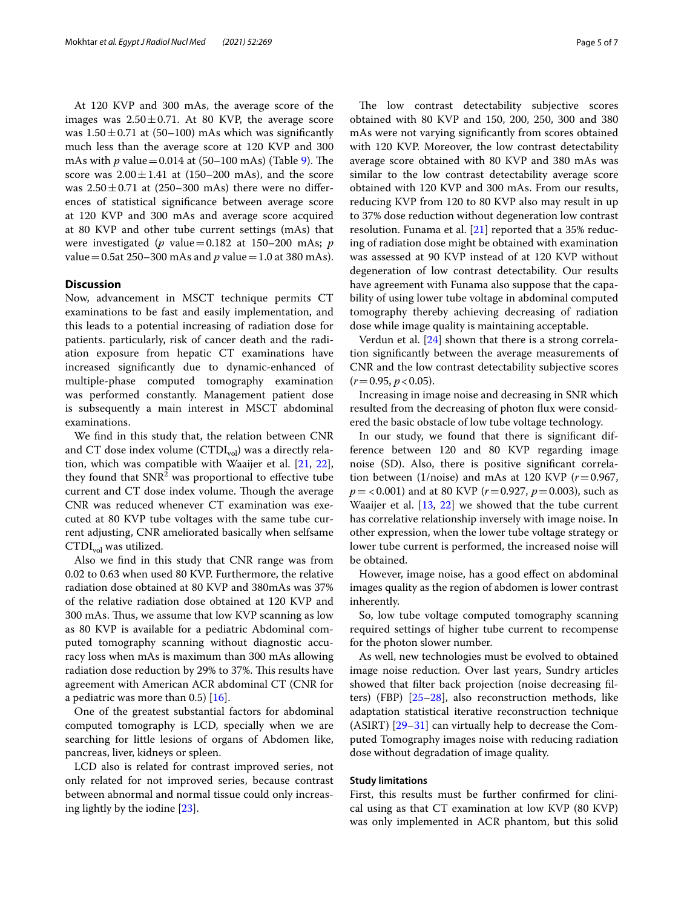At 120 KVP and 300 mAs, the average score of the images was $2.50 \pm 0.71$. At 80 KVP, the average score was $1.50 \pm 0.71$ at (50–100) mAs which was significantly much less than the average score at 120 KVP and 300 mAs with $p$ value = 0.014 at (50–100 mAs) (Table 9). The score was $2.00 \pm 1.41$ at (150–200 mAs), and the score was $2.50 \pm 0.71$ at (250–300 mAs) there were no differences of statistical significance between average score at 120 KVP and 300 mAs and average score acquired at 80 KVP and other tube current settings (mAs) that were investigated ($p$ value = 0.182 at 150–200 mAs; $p$ value = 0.5at 250–300 mAs and $p$ value = 1.0 at 380 mAs).

## Discussion

Now, advancement in MSCT technique permits CT examinations to be fast and easily implementation, and this leads to a potential increasing of radiation dose for patients. particularly, risk of cancer death and the radiation exposure from hepatic CT examinations have increased significantly due to dynamic-enhanced of multiple-phase computed tomography examination was performed constantly. Management patient dose is subsequently a main interest in MSCT abdominal examinations.

We find in this study that, the relation between CNR and CT dose index volume ($CTDI_{vol}$) was a directly relation, which was compatible with Waaijer et al. [21, 22], they found that $SNR^2$ was proportional to effective tube current and CT dose index volume. Though the average CNR was reduced whenever CT examination was executed at 80 KVP tube voltages with the same tube current adjusting, CNR ameliorated basically when selfsame $CTDI_{vol}$ was utilized.

Also we find in this study that CNR range was from 0.02 to 0.63 when used 80 KVP. Furthermore, the relative radiation dose obtained at 80 KVP and 380mAs was 37% of the relative radiation dose obtained at 120 KVP and 300 mAs. Thus, we assume that low KVP scanning as low as 80 KVP is available for a pediatric Abdominal computed tomography scanning without diagnostic accuracy loss when mAs is maximum than 300 mAs allowing radiation dose reduction by 29% to 37%. This results have agreement with American ACR abdominal CT (CNR for a pediatric was more than 0.5) [16].

One of the greatest substantial factors for abdominal computed tomography is LCD, specially when we are searching for little lesions of organs of Abdomen like, pancreas, liver, kidneys or spleen.

LCD also is related for contrast improved series, not only related for not improved series, because contrast between abnormal and normal tissue could only increasing lightly by the iodine [23].

The low contrast detectability subjective scores obtained with 80 KVP and 150, 200, 250, 300 and 380 mAs were not varying significantly from scores obtained with 120 KVP. Moreover, the low contrast detectability average score obtained with 80 KVP and 380 mAs was similar to the low contrast detectability average score obtained with 120 KVP and 300 mAs. From our results, reducing KVP from 120 to 80 KVP also may result in up to 37% dose reduction without degeneration low contrast resolution. Funama et al. [21] reported that a 35% reducing of radiation dose might be obtained with examination was assessed at 90 KVP instead of at 120 KVP without degeneration of low contrast detectability. Our results have agreement with Funama also suppose that the capability of using lower tube voltage in abdominal computed tomography thereby achieving decreasing of radiation dose while image quality is maintaining acceptable.

Verdun et al. [24] shown that there is a strong correlation significantly between the average measurements of CNR and the low contrast detectability subjective scores ($r = 0.95$, $p < 0.05$).

Increasing in image noise and decreasing in SNR which resulted from the decreasing of photon flux were considered the basic obstacle of low tube voltage technology.

In our study, we found that there is significant difference between 120 and 80 KVP regarding image noise (SD). Also, there is positive significant correlation between (1/noise) and mAs at 120 KVP ($r = 0.967$, $p = < 0.001$) and at 80 KVP ($r = 0.927$, $p = 0.003$), such as Waaijer et al. [13, 22] we showed that the tube current has correlative relationship inversely with image noise. In other expression, when the lower tube voltage strategy or lower tube current is performed, the increased noise will be obtained.

However, image noise, has a good effect on abdominal images quality as the region of abdomen is lower contrast inherently.

So, low tube voltage computed tomography scanning required settings of higher tube current to recompense for the photon slower number.

As well, new technologies must be evolved to obtained image noise reduction. Over last years, Sundry articles showed that filter back projection (noise decreasing filters) (FBP) [25–28], also reconstruction methods, like adaptation statistical iterative reconstruction technique (ASIRT) [29–31] can virtually help to decrease the Computed Tomography images noise with reducing radiation dose without degradation of image quality.

### Study limitations

First, this results must be further confirmed for clinical using as that CT examination at low KVP (80 KVP) was only implemented in ACR phantom, but this solid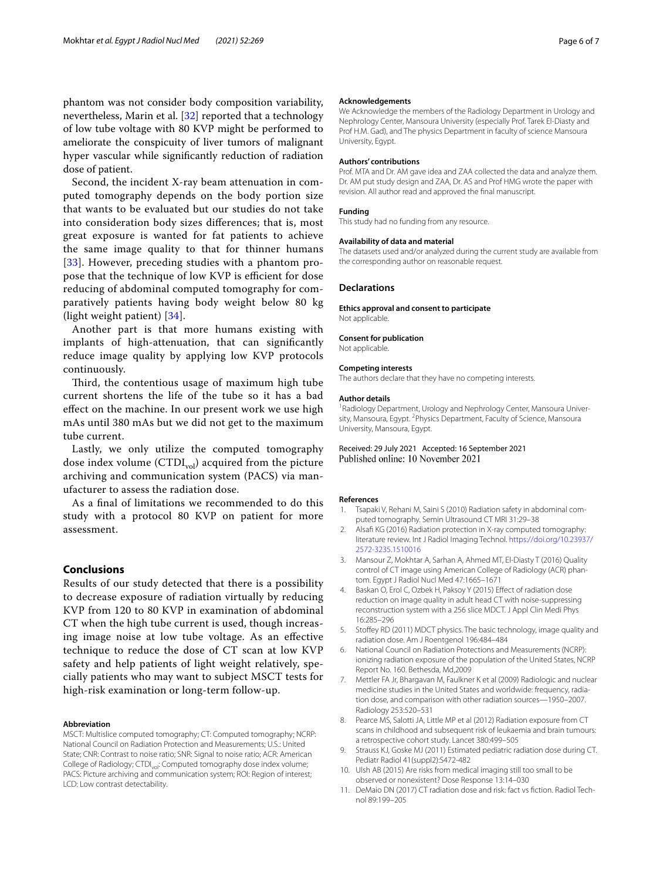phantom was not consider body composition variability, nevertheless, Marin et al. [32] reported that a technology of low tube voltage with 80 KVP might be performed to ameliorate the conspicuity of liver tumors of malignant hyper vascular while significantly reduction of radiation dose of patient.

Second, the incident X-ray beam attenuation in computed tomography depends on the body portion size that wants to be evaluated but our studies do not take into consideration body sizes differences; that is, most great exposure is wanted for fat patients to achieve the same image quality to that for thinner humans [33]. However, preceding studies with a phantom propose that the technique of low KVP is efficient for dose reducing of abdominal computed tomography for comparatively patients having body weight below 80 kg (light weight patient) [34].

Another part is that more humans existing with implants of high-attenuation, that can significantly reduce image quality by applying low KVP protocols continuously.

Third, the contentious usage of maximum high tube current shortens the life of the tube so it has a bad effect on the machine. In our present work we use high mAs until 380 mAs but we did not get to the maximum tube current.

Lastly, we only utilize the computed tomography dose index volume ($CTDI_{vol}$) acquired from the picture archiving and communication system (PACS) via manufacturer to assess the radiation dose.

As a final of limitations we recommended to do this study with a protocol 80 KVP on patient for more assessment.

## Conclusions

Results of our study detected that there is a possibility to decrease exposure of radiation virtually by reducing KVP from 120 to 80 KVP in examination of abdominal CT when the high tube current is used, though increasing image noise at low tube voltage. As an effective technique to reduce the dose of CT scan at low KVP safety and help patients of light weight relatively, specially patients who may want to subject MSCT tests for high-risk examination or long-term follow-up.

#### Abbreviation

MSCT: Multislice computed tomography; CT: Computed tomography; NCRP: National Council on Radiation Protection and Measurements; U.S.: United State; CNR: Contrast to noise ratio; SNR: Signal to noise ratio; ACR: American College of Radiology; $CTDI_{vol}$: Computed tomography dose index volume; PACS: Picture archiving and communication system; ROI: Region of interest; LCD: Low contrast detectability.

#### Acknowledgements

We Acknowledge the members of the Radiology Department in Urology and Nephrology Center, Mansoura University (especially Prof. Tarek El-Diasty and Prof H.M. Gad), and The physics Department in faculty of science Mansoura University, Egypt.

#### Authors' contributions

Prof. MTA and Dr. AM gave idea and ZAA collected the data and analyze them. Dr. AM put study design and ZAA, Dr. AS and Prof HMG wrote the paper with revision. All author read and approved the final manuscript.

#### Funding

This study had no funding from any resource.

#### Availability of data and material

The datasets used and/or analyzed during the current study are available from the corresponding author on reasonable request.

### Declarations

#### Ethics approval and consent to participate

Not applicable.

#### Consent for publication

Not applicable.

#### Competing interests

The authors declare that they have no competing interests.

#### Author details

[1] Radiology Department, Urology and Nephrology Center, Mansoura University, Mansoura, Egypt. [2] Physics Department, Faculty of Science, Mansoura University, Mansoura, Egypt.

Received: 29 July 2021 Accepted: 16 September 2021
Published online: 10 November 2021

#### References

1. Tsapaki V, Rehani M, Saini S (2010) Radiation safety in abdominal computed tomography. Semin Ultrasound CT MRI 31:29–38
2. Alsafi KG (2016) Radiation protection in X-ray computed tomography: literature review. Int J Radiol Imaging Technol. https://doi.org/10.23937/2572-3235.1510016
3. Mansour Z, Mokhtar A, Sarhan A, Ahmed MT, El-Diasty T (2016) Quality control of CT image using American College of Radiology (ACR) phantom. Egypt J Radiol Nucl Med 47:1665–1671
4. Baskan O, Erol C, Ozbek H, Paksoy Y (2015) Effect of radiation dose reduction on image quality in adult head CT with noise-suppressing reconstruction system with a 256 slice MDCT. J Appl Clin Medi Phys 16:285–296
5. Stoffey RD (2011) MDCT physics. The basic technology, image quality and radiation dose. Am J Roentgenol 196:484–484
6. National Council on Radiation Protections and Measurements (NCRP): ionizing radiation exposure of the population of the United States, NCRP Report No. 160. Bethesda, Md,2009
7. Mettler FA Jr, Bhargavan M, Faulkner K et al (2009) Radiologic and nuclear medicine studies in the United States and worldwide: frequency, radiation dose, and comparison with other radiation sources—1950–2007. Radiology 253:520–531
8. Pearce MS, Salotti JA, Little MP et al (2012) Radiation exposure from CT scans in childhood and subsequent risk of leukaemia and brain tumours: a retrospective cohort study. Lancet 380:499–505
9. Strauss KJ, Goske MJ (2011) Estimated pediatric radiation dose during CT. Pediatr Radiol 41(suppl2):S472-482
10. Ulsh AB (2015) Are risks from medical imaging still too small to be observed or nonexistent? Dose Response 13:14–030
11. DeMaio DN (2017) CT radiation dose and risk: fact vs fiction. Radiol Technol 89:199–205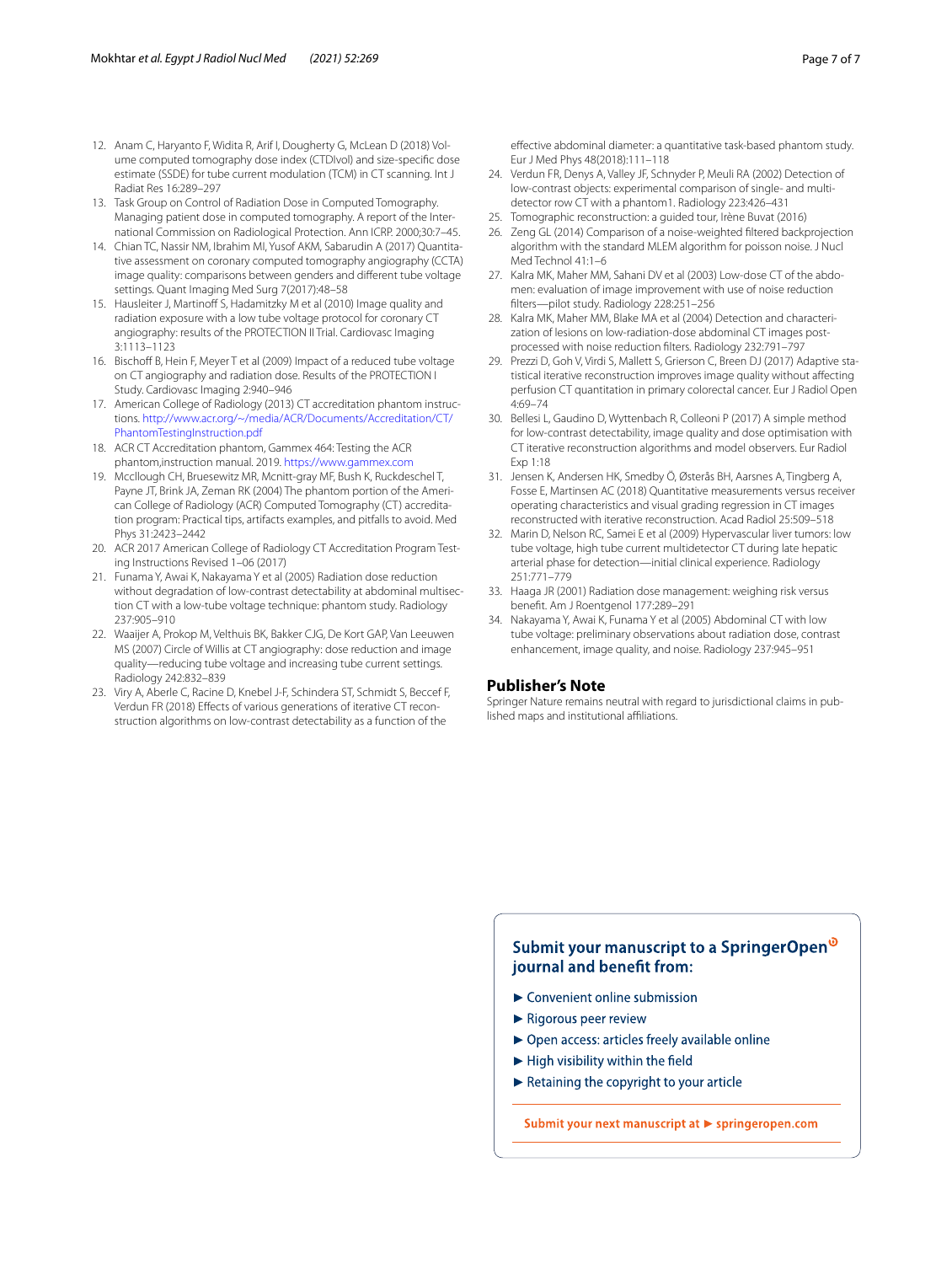12. Anam C, Haryanto F, Widita R, Arif I, Dougherty G, McLean D (2018) Volume computed tomography dose index (CTDIvol) and size-specific dose estimate (SSDE) for tube current modulation (TCM) in CT scanning. Int J Radiat Res 16:289–297
13. Task Group on Control of Radiation Dose in Computed Tomography. Managing patient dose in computed tomography. A report of the International Commission on Radiological Protection. Ann ICRP. 2000;30:7–45.
14. Chian TC, Nassir NM, Ibrahim MI, Yusof AKM, Sabarudin A (2017) Quantitative assessment on coronary computed tomography angiography (CCTA) image quality: comparisons between genders and different tube voltage settings. Quant Imaging Med Surg 7(2017):48–58
15. Hausleiter J, Martinoff S, Hadamitzky M et al (2010) Image quality and radiation exposure with a low tube voltage protocol for coronary CT angiography: results of the PROTECTION II Trial. Cardiovasc Imaging 3:1113–1123
16. Bischoff B, Hein F, Meyer T et al (2009) Impact of a reduced tube voltage on CT angiography and radiation dose. Results of the PROTECTION I Study. Cardiovasc Imaging 2:940–946
17. American College of Radiology (2013) CT accreditation phantom instructions. http://www.acr.org/~/media/ACR/Documents/Accreditation/CT/PhantomTestingInstruction.pdf
18. ACR CT Accreditation phantom, Gammex 464: Testing the ACR phantom,instruction manual. 2019. https://www.gammex.com
19. Mcclough CH, Bruesewitz MR, Mcnitt-gray MF, Bush K, Ruckdeschel T, Payne JT, Brink JA, Zeman RK (2004) The phantom portion of the American College of Radiology (ACR) Computed Tomography (CT) accreditation program: Practical tips, artifacts examples, and pitfalls to avoid. Med Phys 31:2423–2442
20. ACR 2017 American College of Radiology CT Accreditation Program Testing Instructions Revised 1–06 (2017)
21. Funama Y, Awai K, Nakayama Y et al (2005) Radiation dose reduction without degradation of low-contrast detectability at abdominal multisection CT with a low-tube voltage technique: phantom study. Radiology 237:905–910
22. Waaijer A, Prokop M, Velthuis BK, Bakker CJG, De Kort GAP, Van Leeuwen MS (2007) Circle of Willis at CT angiography: dose reduction and image quality—reducing tube voltage and increasing tube current settings. Radiology 242:832–839
23. Viry A, Aberle C, Racine D, Knebel J-F, Schindera ST, Schmidt S, Beccef F, Verdun FR (2018) Effects of various generations of iterative CT reconstruction algorithms on low-contrast detectability as a function of the effective abdominal diameter: a quantitative task-based phantom study. Eur J Med Phys 48(2018):111–118
24. Verdun FR, Denys A, Valley JF, Schnyder P, Meuli RA (2002) Detection of low-contrast objects: experimental comparison of single- and multi-detector row CT with a phantom1. Radiology 223:426–431
25. Tomographic reconstruction: a guided tour, Irène Buvat (2016)
26. Zeng GL (2014) Comparison of a noise-weighted filtered backprojection algorithm with the standard MLEM algorithm for poisson noise. J Nucl Med Technol 41:1–6
27. Kalra MK, Maher MM, Sahani DV et al (2003) Low-dose CT of the abdomen: evaluation of image improvement with use of noise reduction filters—pilot study. Radiology 228:251–256
28. Kalra MK, Maher MM, Blake MA et al (2004) Detection and characterization of lesions on low-radiation-dose abdominal CT images post-processed with noise reduction filters. Radiology 232:791–797
29. Prezzi D, Goh V, Virdi S, Mallett S, Grierson C, Breen DJ (2017) Adaptive statistical iterative reconstruction improves image quality without affecting perfusion CT quantitation in primary colorectal cancer. Eur J Radiol Open 4:69–74
30. Bellesi L, Gaudino D, Wyttenbach R, Colleoni P (2017) A simple method for low-contrast detectability, image quality and dose optimisation with CT iterative reconstruction algorithms and model observers. Eur Radiol Exp 1:18
31. Jensen K, Andersen HK, Smedby Ö, Østerås BH, Aarsnes A, Tingberg A, Fosse E, Martinsen AC (2018) Quantitative measurements versus receiver operating characteristics and visual grading regression in CT images reconstructed with iterative reconstruction. Acad Radiol 25:509–518
32. Marin D, Nelson RC, Samei E et al (2009) Hypervascular liver tumors: low tube voltage, high tube current multidetector CT during late hepatic arterial phase for detection—initial clinical experience. Radiology 251:771–779
33. Haaga JR (2001) Radiation dose management: weighing risk versus benefit. Am J Roentgenol 177:289–291
34. Nakayama Y, Awai K, Funama Y et al (2005) Abdominal CT with low tube voltage: preliminary observations about radiation dose, contrast enhancement, image quality, and noise. Radiology 237:945–951

## Publisher's Note

Springer Nature remains neutral with regard to jurisdictional claims in published maps and institutional affiliations.

**Submit your manuscript to a SpringerOpen journal and benefit from:**

- ► Convenient online submission
- ► Rigorous peer review
- ► Open access: articles freely available online
- ► High visibility within the field
- ► Retaining the copyright to your article

**Submit your next manuscript at ► springeropen.com**